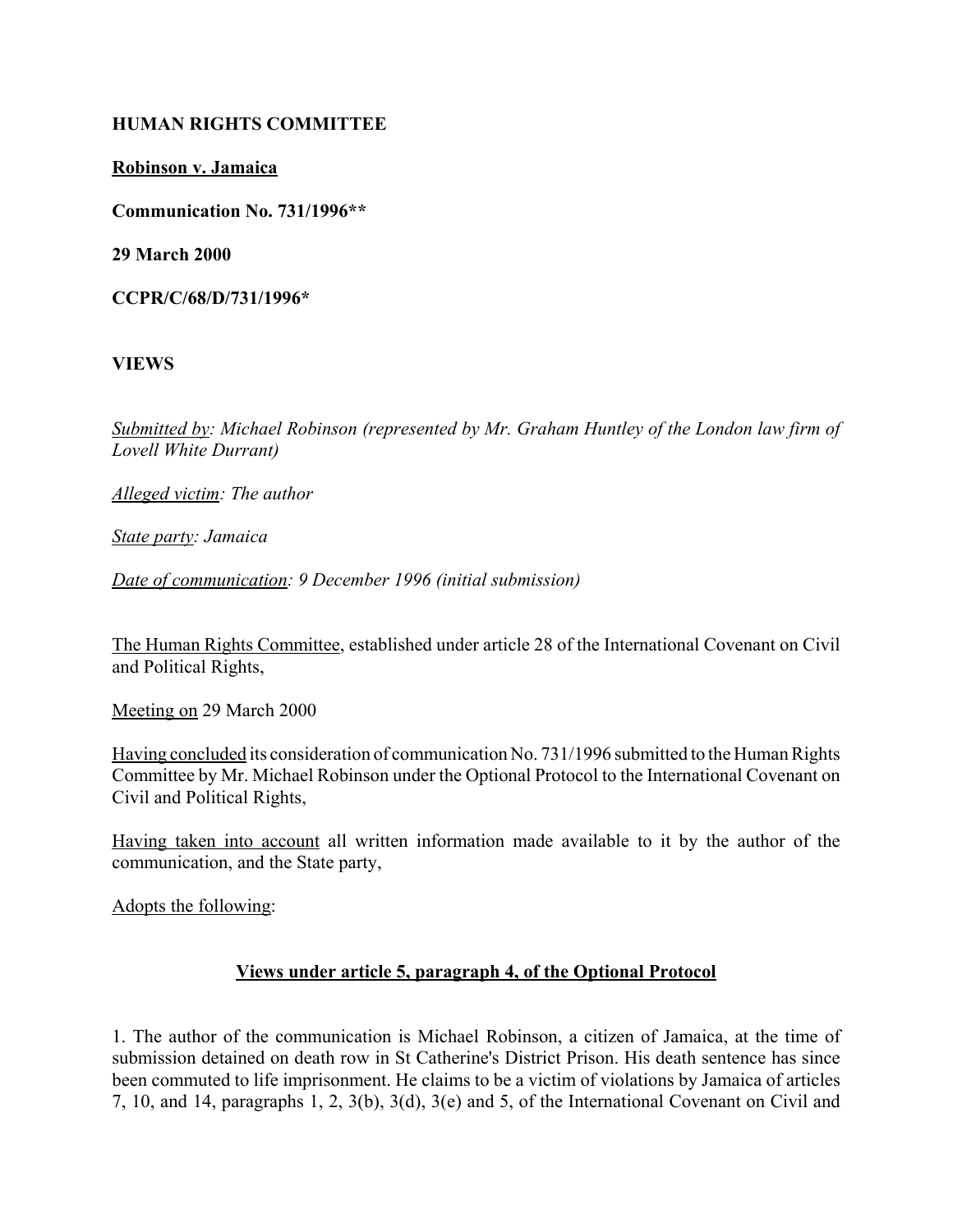**HUMAN RIGHTS COMMITTEE**

**Robinson v. Jamaica**

**Communication No. 731/1996****

**29 March 2000**

**CCPR/C/68/D/731/1996***

**VIEWS**

*Submitted by: Michael Robinson (represented by Mr. Graham Huntley of the London law firm of Lovell White Durrant)*

*Alleged victim: The author*

*State party: Jamaica*

*Date of communication: 9 December 1996 (initial submission)*

The Human Rights Committee, established under article 28 of the International Covenant on Civil and Political Rights,

Meeting on 29 March 2000

Having concluded its consideration of communication No. 731/1996 submitted to the Human Rights Committee by Mr. Michael Robinson under the Optional Protocol to the International Covenant on Civil and Political Rights,

Having taken into account all written information made available to it by the author of the communication, and the State party,

Adopts the following:

**Views under article 5, paragraph 4, of the Optional Protocol**

1. The author of the communication is Michael Robinson, a citizen of Jamaica, at the time of submission detained on death row in St Catherine's District Prison. His death sentence has since been commuted to life imprisonment. He claims to be a victim of violations by Jamaica of articles 7, 10, and 14, paragraphs 1, 2, 3(b), 3(d), 3(e) and 5, of the International Covenant on Civil and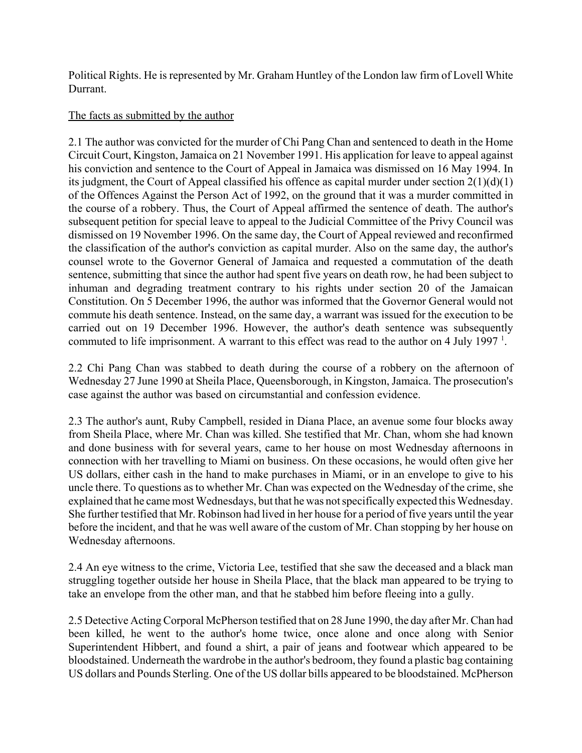Political Rights. He is represented by Mr. Graham Huntley of the London law firm of Lovell White Durrant.

The facts as submitted by the author

2.1 The author was convicted for the murder of Chi Pang Chan and sentenced to death in the Home Circuit Court, Kingston, Jamaica on 21 November 1991. His application for leave to appeal against his conviction and sentence to the Court of Appeal in Jamaica was dismissed on 16 May 1994. In its judgment, the Court of Appeal classified his offence as capital murder under section 2(1)(d)(1) of the Offences Against the Person Act of 1992, on the ground that it was a murder committed in the course of a robbery. Thus, the Court of Appeal affirmed the sentence of death. The author's subsequent petition for special leave to appeal to the Judicial Committee of the Privy Council was dismissed on 19 November 1996. On the same day, the Court of Appeal reviewed and reconfirmed the classification of the author's conviction as capital murder. Also on the same day, the author's counsel wrote to the Governor General of Jamaica and requested a commutation of the death sentence, submitting that since the author had spent five years on death row, he had been subject to inhuman and degrading treatment contrary to his rights under section 20 of the Jamaican Constitution. On 5 December 1996, the author was informed that the Governor General would not commute his death sentence. Instead, on the same day, a warrant was issued for the execution to be carried out on 19 December 1996. However, the author's death sentence was subsequently commuted to life imprisonment. A warrant to this effect was read to the author on 4 July 1997 [1].

2.2 Chi Pang Chan was stabbed to death during the course of a robbery on the afternoon of Wednesday 27 June 1990 at Sheila Place, Queensborough, in Kingston, Jamaica. The prosecution's case against the author was based on circumstantial and confession evidence.

2.3 The author's aunt, Ruby Campbell, resided in Diana Place, an avenue some four blocks away from Sheila Place, where Mr. Chan was killed. She testified that Mr. Chan, whom she had known and done business with for several years, came to her house on most Wednesday afternoons in connection with her travelling to Miami on business. On these occasions, he would often give her US dollars, either cash in the hand to make purchases in Miami, or in an envelope to give to his uncle there. To questions as to whether Mr. Chan was expected on the Wednesday of the crime, she explained that he came most Wednesdays, but that he was not specifically expected this Wednesday. She further testified that Mr. Robinson had lived in her house for a period of five years until the year before the incident, and that he was well aware of the custom of Mr. Chan stopping by her house on Wednesday afternoons.

2.4 An eye witness to the crime, Victoria Lee, testified that she saw the deceased and a black man struggling together outside her house in Sheila Place, that the black man appeared to be trying to take an envelope from the other man, and that he stabbed him before fleeing into a gully.

2.5 Detective Acting Corporal McPherson testified that on 28 June 1990, the day after Mr. Chan had been killed, he went to the author's home twice, once alone and once along with Senior Superintendent Hibbert, and found a shirt, a pair of jeans and footwear which appeared to be bloodstained. Underneath the wardrobe in the author's bedroom, they found a plastic bag containing US dollars and Pounds Sterling. One of the US dollar bills appeared to be bloodstained. McPherson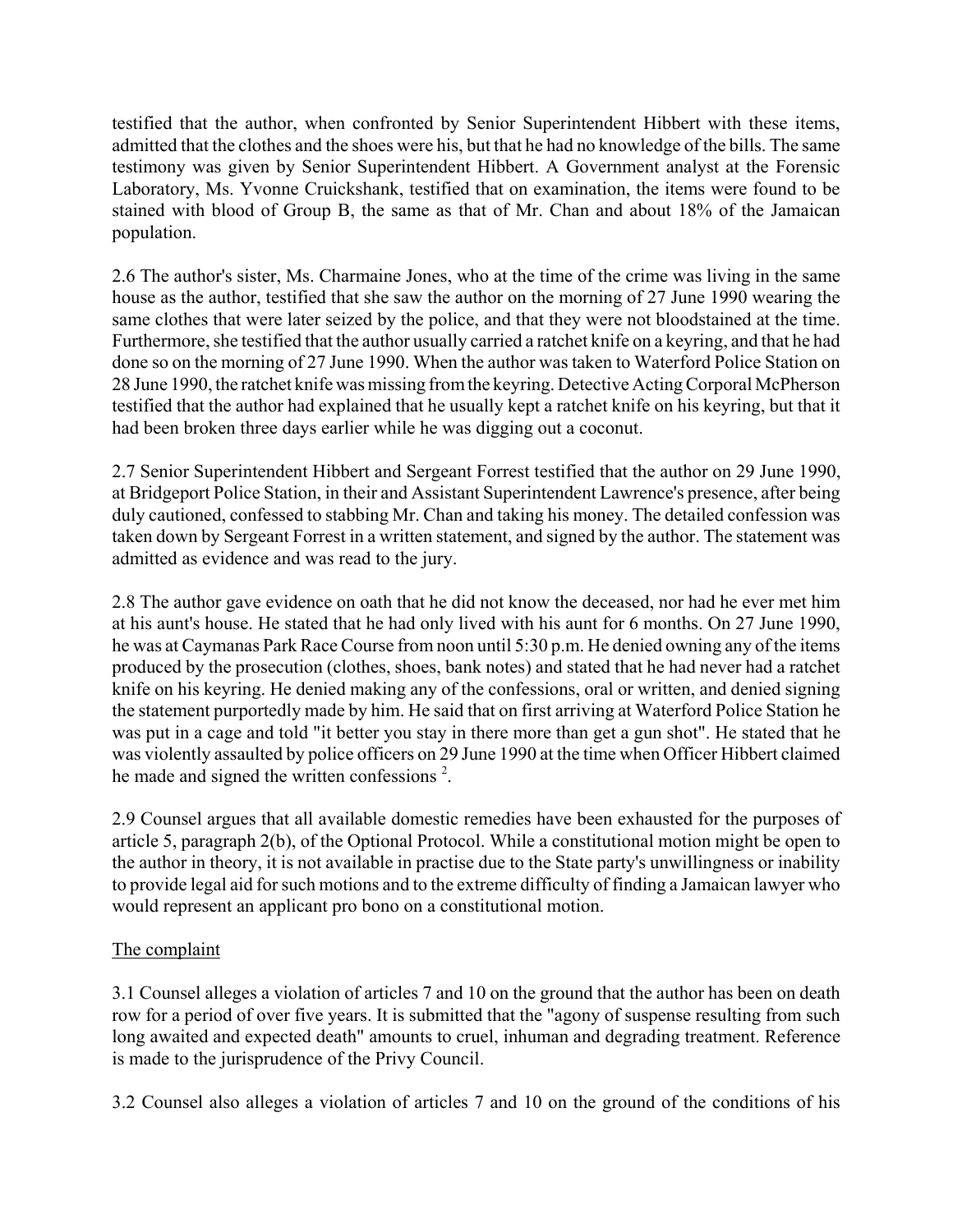testified that the author, when confronted by Senior Superintendent Hibbert with these items, admitted that the clothes and the shoes were his, but that he had no knowledge of the bills. The same testimony was given by Senior Superintendent Hibbert. A Government analyst at the Forensic Laboratory, Ms. Yvonne Cruickshank, testified that on examination, the items were found to be stained with blood of Group B, the same as that of Mr. Chan and about 18% of the Jamaican population.

2.6 The author's sister, Ms. Charmaine Jones, who at the time of the crime was living in the same house as the author, testified that she saw the author on the morning of 27 June 1990 wearing the same clothes that were later seized by the police, and that they were not bloodstained at the time. Furthermore, she testified that the author usually carried a ratchet knife on a keyring, and that he had done so on the morning of 27 June 1990. When the author was taken to Waterford Police Station on 28 June 1990, the ratchet knife was missing from the keyring. Detective Acting Corporal McPherson testified that the author had explained that he usually kept a ratchet knife on his keyring, but that it had been broken three days earlier while he was digging out a coconut.

2.7 Senior Superintendent Hibbert and Sergeant Forrest testified that the author on 29 June 1990, at Bridgeport Police Station, in their and Assistant Superintendent Lawrence's presence, after being duly cautioned, confessed to stabbing Mr. Chan and taking his money. The detailed confession was taken down by Sergeant Forrest in a written statement, and signed by the author. The statement was admitted as evidence and was read to the jury.

2.8 The author gave evidence on oath that he did not know the deceased, nor had he ever met him at his aunt's house. He stated that he had only lived with his aunt for 6 months. On 27 June 1990, he was at Caymanas Park Race Course from noon until 5:30 p.m. He denied owning any of the items produced by the prosecution (clothes, shoes, bank notes) and stated that he had never had a ratchet knife on his keyring. He denied making any of the confessions, oral or written, and denied signing the statement purportedly made by him. He said that on first arriving at Waterford Police Station he was put in a cage and told "it better you stay in there more than get a gun shot". He stated that he was violently assaulted by police officers on 29 June 1990 at the time when Officer Hibbert claimed he made and signed the written confessions [2].

2.9 Counsel argues that all available domestic remedies have been exhausted for the purposes of article 5, paragraph 2(b), of the Optional Protocol. While a constitutional motion might be open to the author in theory, it is not available in practise due to the State party's unwillingness or inability to provide legal aid for such motions and to the extreme difficulty of finding a Jamaican lawyer who would represent an applicant pro bono on a constitutional motion.

## The complaint

3.1 Counsel alleges a violation of articles 7 and 10 on the ground that the author has been on death row for a period of over five years. It is submitted that the "agony of suspense resulting from such long awaited and expected death" amounts to cruel, inhuman and degrading treatment. Reference is made to the jurisprudence of the Privy Council.

3.2 Counsel also alleges a violation of articles 7 and 10 on the ground of the conditions of his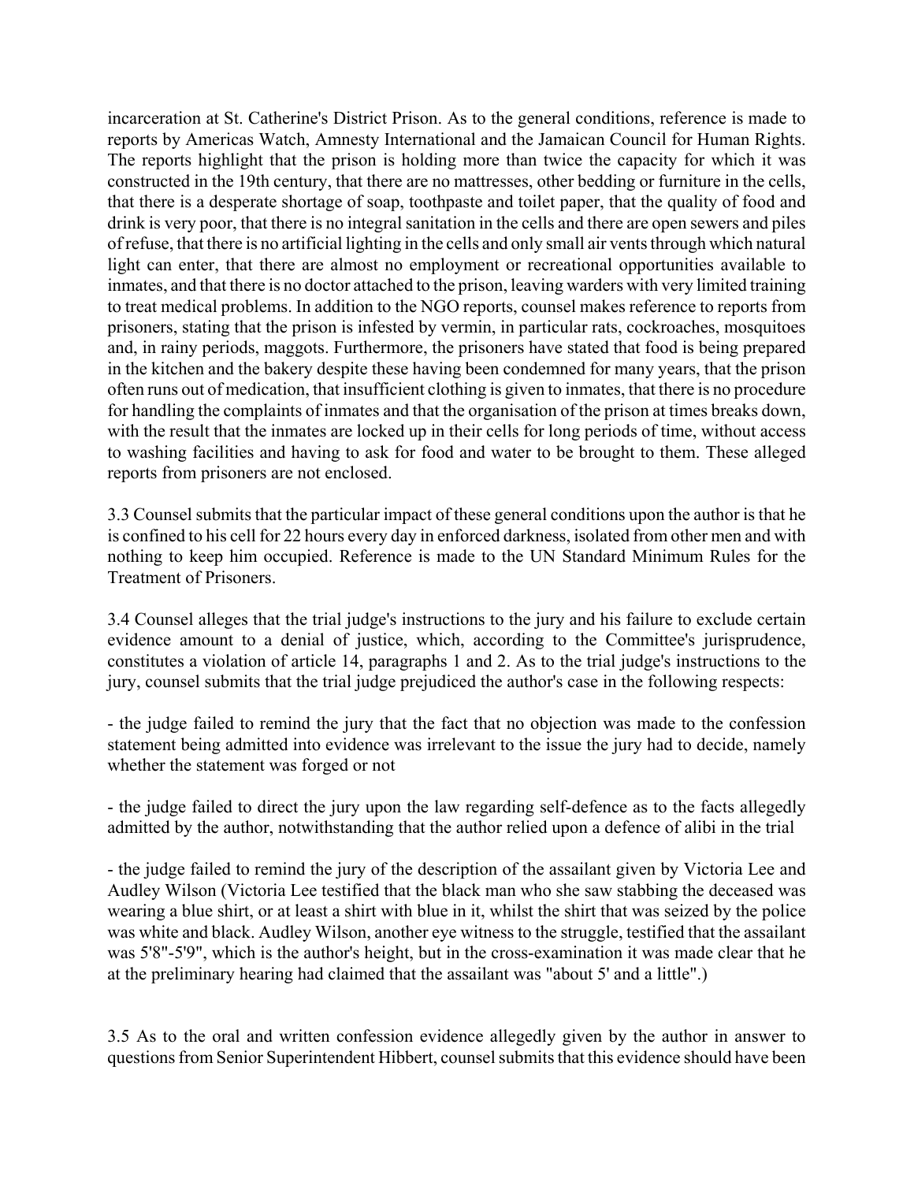incarceration at St. Catherine's District Prison. As to the general conditions, reference is made to reports by Americas Watch, Amnesty International and the Jamaican Council for Human Rights. The reports highlight that the prison is holding more than twice the capacity for which it was constructed in the 19th century, that there are no mattresses, other bedding or furniture in the cells, that there is a desperate shortage of soap, toothpaste and toilet paper, that the quality of food and drink is very poor, that there is no integral sanitation in the cells and there are open sewers and piles of refuse, that there is no artificial lighting in the cells and only small air vents through which natural light can enter, that there are almost no employment or recreational opportunities available to inmates, and that there is no doctor attached to the prison, leaving warders with very limited training to treat medical problems. In addition to the NGO reports, counsel makes reference to reports from prisoners, stating that the prison is infested by vermin, in particular rats, cockroaches, mosquitoes and, in rainy periods, maggots. Furthermore, the prisoners have stated that food is being prepared in the kitchen and the bakery despite these having been condemned for many years, that the prison often runs out of medication, that insufficient clothing is given to inmates, that there is no procedure for handling the complaints of inmates and that the organisation of the prison at times breaks down, with the result that the inmates are locked up in their cells for long periods of time, without access to washing facilities and having to ask for food and water to be brought to them. These alleged reports from prisoners are not enclosed.

3.3 Counsel submits that the particular impact of these general conditions upon the author is that he is confined to his cell for 22 hours every day in enforced darkness, isolated from other men and with nothing to keep him occupied. Reference is made to the UN Standard Minimum Rules for the Treatment of Prisoners.

3.4 Counsel alleges that the trial judge's instructions to the jury and his failure to exclude certain evidence amount to a denial of justice, which, according to the Committee's jurisprudence, constitutes a violation of article 14, paragraphs 1 and 2. As to the trial judge's instructions to the jury, counsel submits that the trial judge prejudiced the author's case in the following respects:

- the judge failed to remind the jury that the fact that no objection was made to the confession statement being admitted into evidence was irrelevant to the issue the jury had to decide, namely whether the statement was forged or not

- the judge failed to direct the jury upon the law regarding self-defence as to the facts allegedly admitted by the author, notwithstanding that the author relied upon a defence of alibi in the trial

- the judge failed to remind the jury of the description of the assailant given by Victoria Lee and Audley Wilson (Victoria Lee testified that the black man who she saw stabbing the deceased was wearing a blue shirt, or at least a shirt with blue in it, whilst the shirt that was seized by the police was white and black. Audley Wilson, another eye witness to the struggle, testified that the assailant was 5'8"-5'9", which is the author's height, but in the cross-examination it was made clear that he at the preliminary hearing had claimed that the assailant was "about 5' and a little".)

3.5 As to the oral and written confession evidence allegedly given by the author in answer to questions from Senior Superintendent Hibbert, counsel submits that this evidence should have been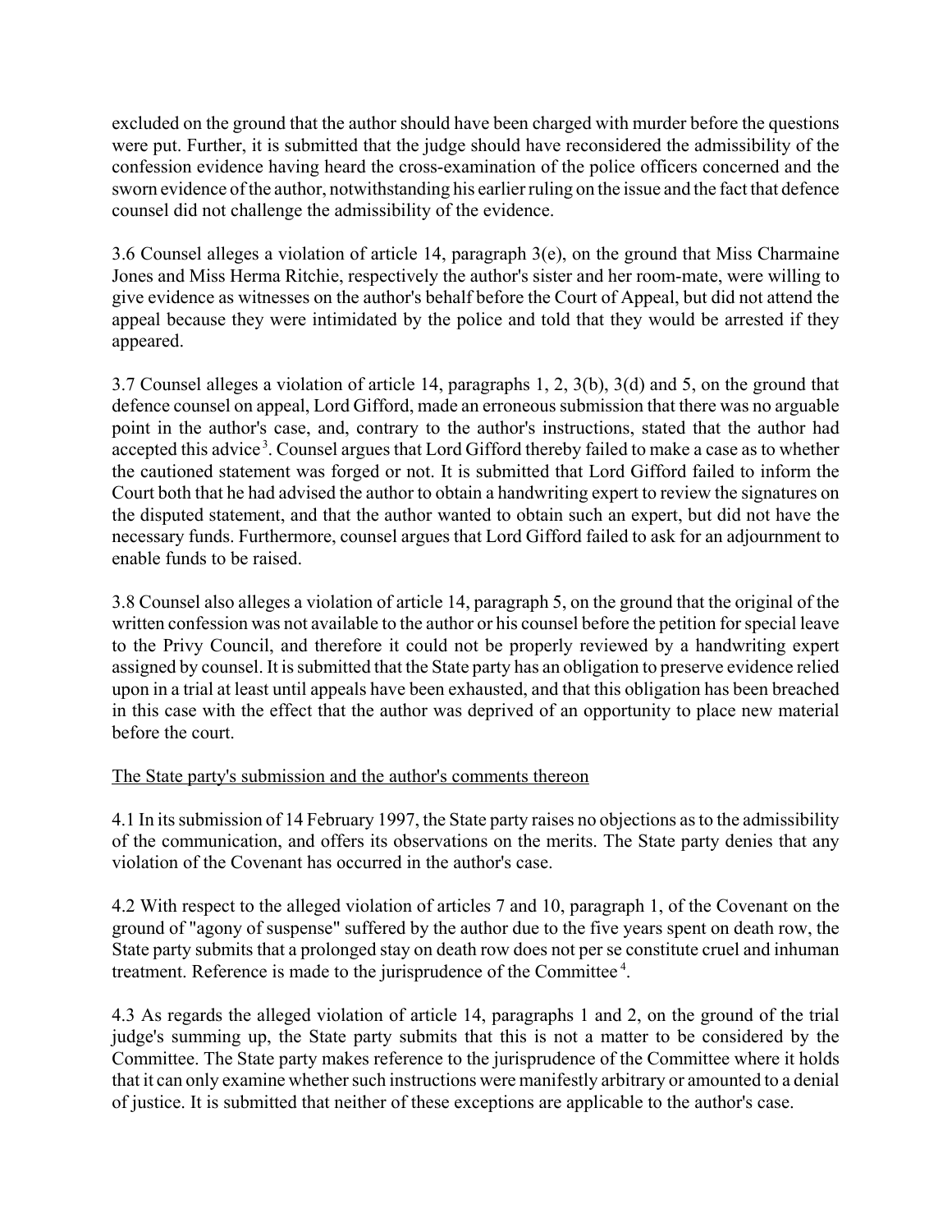excluded on the ground that the author should have been charged with murder before the questions were put. Further, it is submitted that the judge should have reconsidered the admissibility of the confession evidence having heard the cross-examination of the police officers concerned and the sworn evidence of the author, notwithstanding his earlier ruling on the issue and the fact that defence counsel did not challenge the admissibility of the evidence.

3.6 Counsel alleges a violation of article 14, paragraph 3(e), on the ground that Miss Charmaine Jones and Miss Herma Ritchie, respectively the author's sister and her room-mate, were willing to give evidence as witnesses on the author's behalf before the Court of Appeal, but did not attend the appeal because they were intimidated by the police and told that they would be arrested if they appeared.

3.7 Counsel alleges a violation of article 14, paragraphs 1, 2, 3(b), 3(d) and 5, on the ground that defence counsel on appeal, Lord Gifford, made an erroneous submission that there was no arguable point in the author's case, and, contrary to the author's instructions, stated that the author had accepted this advice[3]. Counsel argues that Lord Gifford thereby failed to make a case as to whether the cautioned statement was forged or not. It is submitted that Lord Gifford failed to inform the Court both that he had advised the author to obtain a handwriting expert to review the signatures on the disputed statement, and that the author wanted to obtain such an expert, but did not have the necessary funds. Furthermore, counsel argues that Lord Gifford failed to ask for an adjournment to enable funds to be raised.

3.8 Counsel also alleges a violation of article 14, paragraph 5, on the ground that the original of the written confession was not available to the author or his counsel before the petition for special leave to the Privy Council, and therefore it could not be properly reviewed by a handwriting expert assigned by counsel. It is submitted that the State party has an obligation to preserve evidence relied upon in a trial at least until appeals have been exhausted, and that this obligation has been breached in this case with the effect that the author was deprived of an opportunity to place new material before the court.

The State party's submission and the author's comments thereon

4.1 In its submission of 14 February 1997, the State party raises no objections as to the admissibility of the communication, and offers its observations on the merits. The State party denies that any violation of the Covenant has occurred in the author's case.

4.2 With respect to the alleged violation of articles 7 and 10, paragraph 1, of the Covenant on the ground of "agony of suspense" suffered by the author due to the five years spent on death row, the State party submits that a prolonged stay on death row does not per se constitute cruel and inhuman treatment. Reference is made to the jurisprudence of the Committee[4].

4.3 As regards the alleged violation of article 14, paragraphs 1 and 2, on the ground of the trial judge's summing up, the State party submits that this is not a matter to be considered by the Committee. The State party makes reference to the jurisprudence of the Committee where it holds that it can only examine whether such instructions were manifestly arbitrary or amounted to a denial of justice. It is submitted that neither of these exceptions are applicable to the author's case.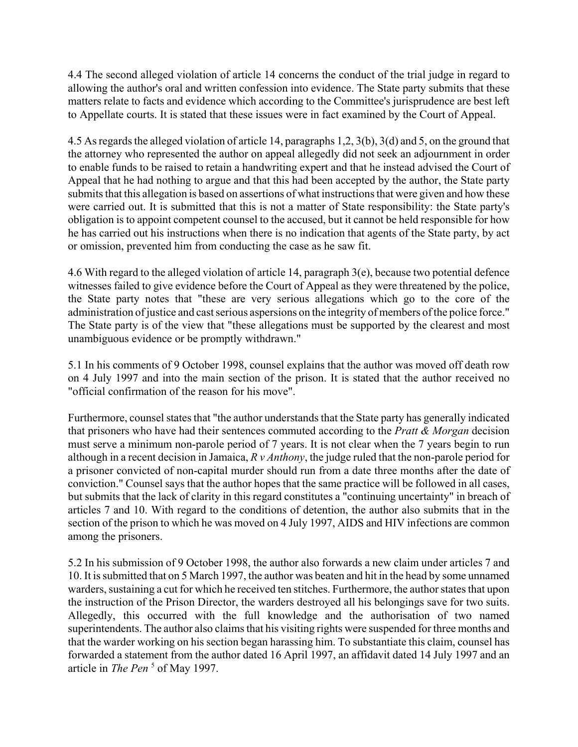4.4 The second alleged violation of article 14 concerns the conduct of the trial judge in regard to allowing the author's oral and written confession into evidence. The State party submits that these matters relate to facts and evidence which according to the Committee's jurisprudence are best left to Appellate courts. It is stated that these issues were in fact examined by the Court of Appeal.

4.5 As regards the alleged violation of article 14, paragraphs 1,2, 3(b), 3(d) and 5, on the ground that the attorney who represented the author on appeal allegedly did not seek an adjournment in order to enable funds to be raised to retain a handwriting expert and that he instead advised the Court of Appeal that he had nothing to argue and that this had been accepted by the author, the State party submits that this allegation is based on assertions of what instructions that were given and how these were carried out. It is submitted that this is not a matter of State responsibility: the State party's obligation is to appoint competent counsel to the accused, but it cannot be held responsible for how he has carried out his instructions when there is no indication that agents of the State party, by act or omission, prevented him from conducting the case as he saw fit.

4.6 With regard to the alleged violation of article 14, paragraph 3(e), because two potential defence witnesses failed to give evidence before the Court of Appeal as they were threatened by the police, the State party notes that "these are very serious allegations which go to the core of the administration of justice and cast serious aspersions on the integrity of members of the police force." The State party is of the view that "these allegations must be supported by the clearest and most unambiguous evidence or be promptly withdrawn."

5.1 In his comments of 9 October 1998, counsel explains that the author was moved off death row on 4 July 1997 and into the main section of the prison. It is stated that the author received no "official confirmation of the reason for his move".

Furthermore, counsel states that "the author understands that the State party has generally indicated that prisoners who have had their sentences commuted according to the *Pratt & Morgan* decision must serve a minimum non-parole period of 7 years. It is not clear when the 7 years begin to run although in a recent decision in Jamaica, *R v Anthony*, the judge ruled that the non-parole period for a prisoner convicted of non-capital murder should run from a date three months after the date of conviction." Counsel says that the author hopes that the same practice will be followed in all cases, but submits that the lack of clarity in this regard constitutes a "continuing uncertainty" in breach of articles 7 and 10. With regard to the conditions of detention, the author also submits that in the section of the prison to which he was moved on 4 July 1997, AIDS and HIV infections are common among the prisoners.

5.2 In his submission of 9 October 1998, the author also forwards a new claim under articles 7 and 10. It is submitted that on 5 March 1997, the author was beaten and hit in the head by some unnamed warders, sustaining a cut for which he received ten stitches. Furthermore, the author states that upon the instruction of the Prison Director, the warders destroyed all his belongings save for two suits. Allegedly, this occurred with the full knowledge and the authorisation of two named superintendents. The author also claims that his visiting rights were suspended for three months and that the warder working on his section began harassing him. To substantiate this claim, counsel has forwarded a statement from the author dated 16 April 1997, an affidavit dated 14 July 1997 and an article in *The Pen* [5] of May 1997.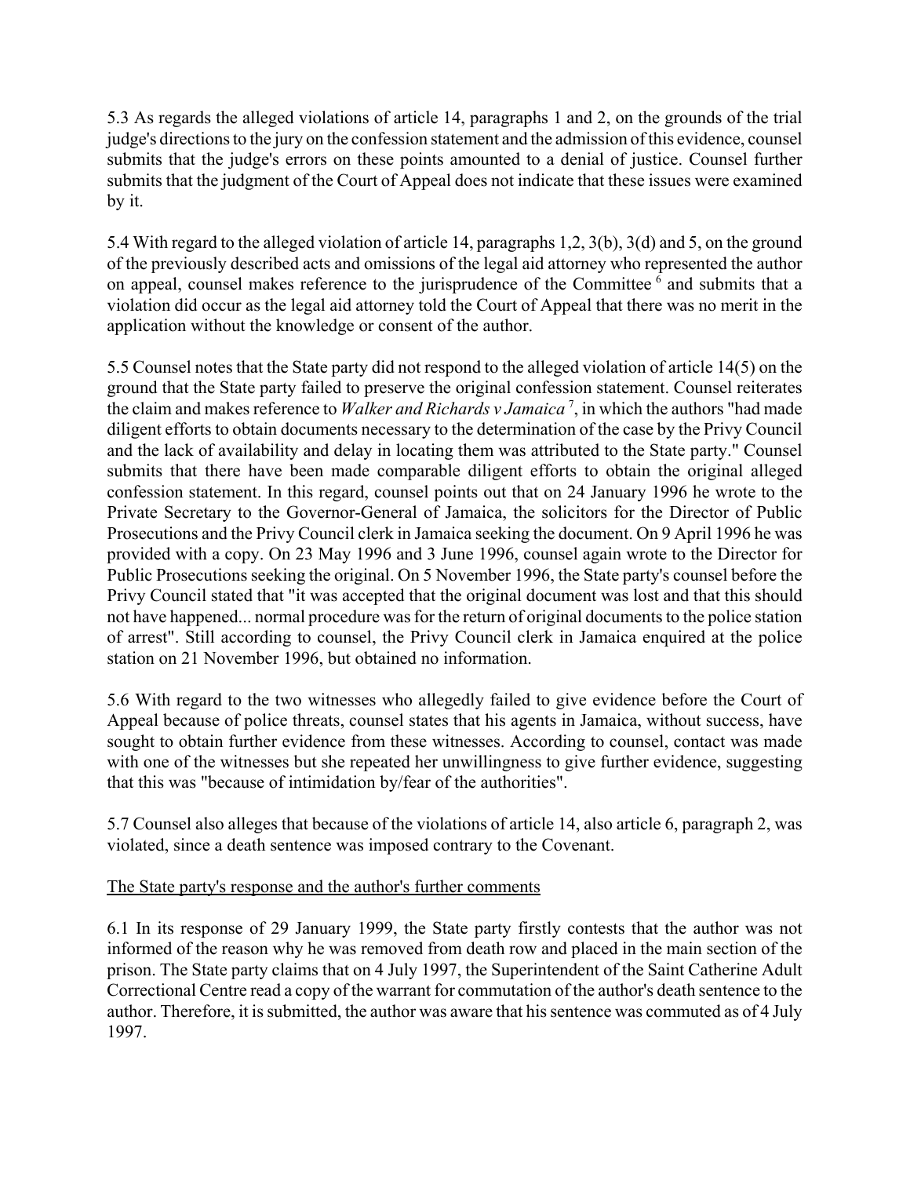5.3 As regards the alleged violations of article 14, paragraphs 1 and 2, on the grounds of the trial judge's directions to the jury on the confession statement and the admission of this evidence, counsel submits that the judge's errors on these points amounted to a denial of justice. Counsel further submits that the judgment of the Court of Appeal does not indicate that these issues were examined by it.

5.4 With regard to the alleged violation of article 14, paragraphs 1,2, 3(b), 3(d) and 5, on the ground of the previously described acts and omissions of the legal aid attorney who represented the author on appeal, counsel makes reference to the jurisprudence of the Committee [6] and submits that a violation did occur as the legal aid attorney told the Court of Appeal that there was no merit in the application without the knowledge or consent of the author.

5.5 Counsel notes that the State party did not respond to the alleged violation of article 14(5) on the ground that the State party failed to preserve the original confession statement. Counsel reiterates the claim and makes reference to *Walker and Richards v Jamaica* [7], in which the authors "had made diligent efforts to obtain documents necessary to the determination of the case by the Privy Council and the lack of availability and delay in locating them was attributed to the State party." Counsel submits that there have been made comparable diligent efforts to obtain the original alleged confession statement. In this regard, counsel points out that on 24 January 1996 he wrote to the Private Secretary to the Governor-General of Jamaica, the solicitors for the Director of Public Prosecutions and the Privy Council clerk in Jamaica seeking the document. On 9 April 1996 he was provided with a copy. On 23 May 1996 and 3 June 1996, counsel again wrote to the Director for Public Prosecutions seeking the original. On 5 November 1996, the State party's counsel before the Privy Council stated that "it was accepted that the original document was lost and that this should not have happened... normal procedure was for the return of original documents to the police station of arrest". Still according to counsel, the Privy Council clerk in Jamaica enquired at the police station on 21 November 1996, but obtained no information.

5.6 With regard to the two witnesses who allegedly failed to give evidence before the Court of Appeal because of police threats, counsel states that his agents in Jamaica, without success, have sought to obtain further evidence from these witnesses. According to counsel, contact was made with one of the witnesses but she repeated her unwillingness to give further evidence, suggesting that this was "because of intimidation by/fear of the authorities".

5.7 Counsel also alleges that because of the violations of article 14, also article 6, paragraph 2, was violated, since a death sentence was imposed contrary to the Covenant.

The State party's response and the author's further comments

6.1 In its response of 29 January 1999, the State party firstly contests that the author was not informed of the reason why he was removed from death row and placed in the main section of the prison. The State party claims that on 4 July 1997, the Superintendent of the Saint Catherine Adult Correctional Centre read a copy of the warrant for commutation of the author's death sentence to the author. Therefore, it is submitted, the author was aware that his sentence was commuted as of 4 July 1997.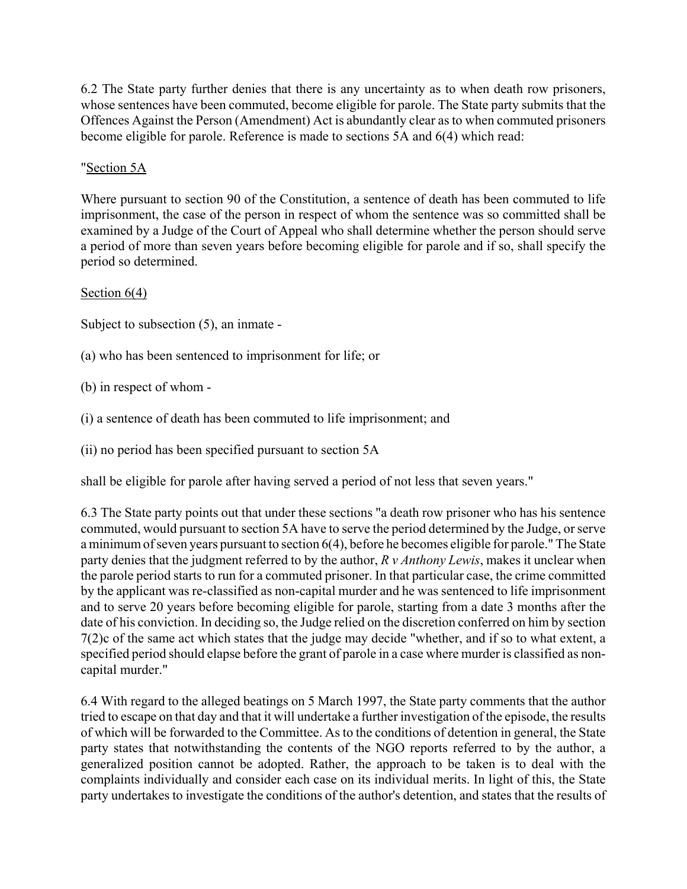6.2 The State party further denies that there is any uncertainty as to when death row prisoners, whose sentences have been commuted, become eligible for parole. The State party submits that the Offences Against the Person (Amendment) Act is abundantly clear as to when commuted prisoners become eligible for parole. Reference is made to sections 5A and 6(4) which read:

"Section 5A

Where pursuant to section 90 of the Constitution, a sentence of death has been commuted to life imprisonment, the case of the person in respect of whom the sentence was so committed shall be examined by a Judge of the Court of Appeal who shall determine whether the person should serve a period of more than seven years before becoming eligible for parole and if so, shall specify the period so determined.

Section 6(4)

Subject to subsection (5), an inmate -

(a) who has been sentenced to imprisonment for life; or

(b) in respect of whom -

(i) a sentence of death has been commuted to life imprisonment; and

(ii) no period has been specified pursuant to section 5A

shall be eligible for parole after having served a period of not less that seven years."

6.3 The State party points out that under these sections "a death row prisoner who has his sentence commuted, would pursuant to section 5A have to serve the period determined by the Judge, or serve a minimum of seven years pursuant to section 6(4), before he becomes eligible for parole." The State party denies that the judgment referred to by the author, *R v Anthony Lewis*, makes it unclear when the parole period starts to run for a commuted prisoner. In that particular case, the crime committed by the applicant was re-classified as non-capital murder and he was sentenced to life imprisonment and to serve 20 years before becoming eligible for parole, starting from a date 3 months after the date of his conviction. In deciding so, the Judge relied on the discretion conferred on him by section 7(2)c of the same act which states that the judge may decide "whether, and if so to what extent, a specified period should elapse before the grant of parole in a case where murder is classified as non-capital murder."

6.4 With regard to the alleged beatings on 5 March 1997, the State party comments that the author tried to escape on that day and that it will undertake a further investigation of the episode, the results of which will be forwarded to the Committee. As to the conditions of detention in general, the State party states that notwithstanding the contents of the NGO reports referred to by the author, a generalized position cannot be adopted. Rather, the approach to be taken is to deal with the complaints individually and consider each case on its individual merits. In light of this, the State party undertakes to investigate the conditions of the author's detention, and states that the results of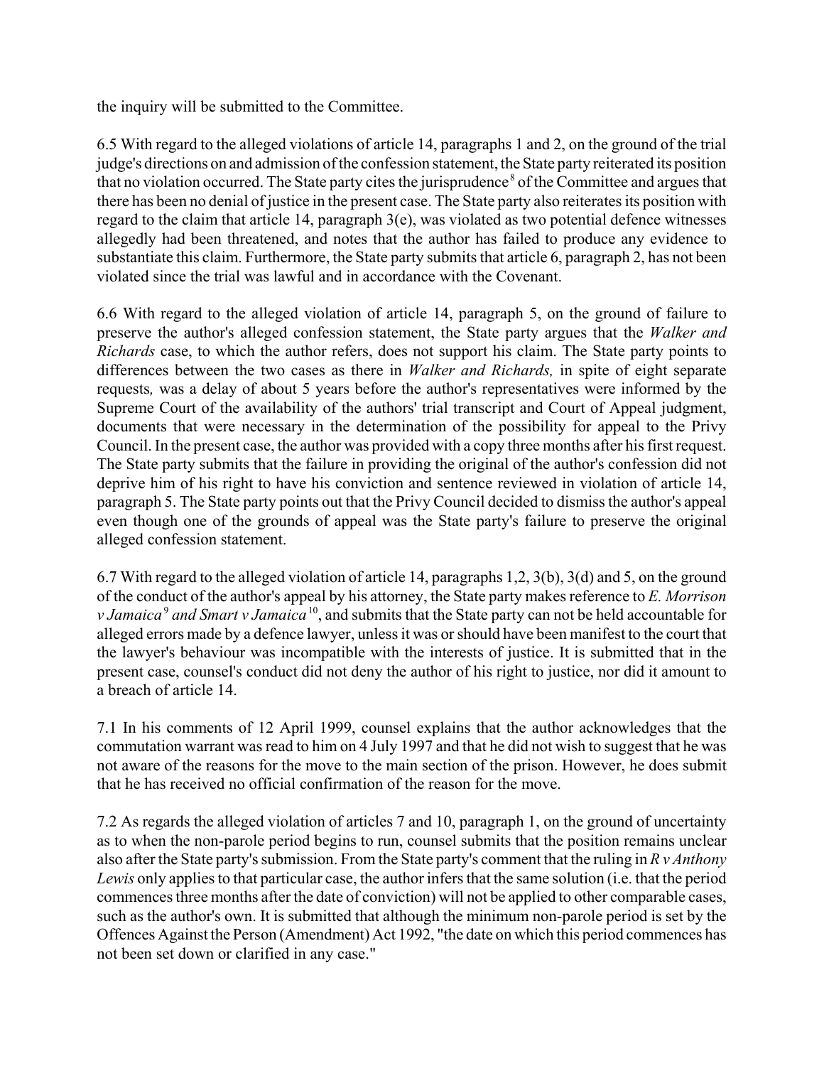the inquiry will be submitted to the Committee.

6.5 With regard to the alleged violations of article 14, paragraphs 1 and 2, on the ground of the trial judge's directions on and admission of the confession statement, the State party reiterated its position that no violation occurred. The State party cites the jurisprudence[8] of the Committee and argues that there has been no denial of justice in the present case. The State party also reiterates its position with regard to the claim that article 14, paragraph 3(e), was violated as two potential defence witnesses allegedly had been threatened, and notes that the author has failed to produce any evidence to substantiate this claim. Furthermore, the State party submits that article 6, paragraph 2, has not been violated since the trial was lawful and in accordance with the Covenant.

6.6 With regard to the alleged violation of article 14, paragraph 5, on the ground of failure to preserve the author's alleged confession statement, the State party argues that the *Walker and Richards* case, to which the author refers, does not support his claim. The State party points to differences between the two cases as there in *Walker and Richards,* in spite of eight separate requests*,* was a delay of about 5 years before the author's representatives were informed by the Supreme Court of the availability of the authors' trial transcript and Court of Appeal judgment, documents that were necessary in the determination of the possibility for appeal to the Privy Council. In the present case, the author was provided with a copy three months after his first request. The State party submits that the failure in providing the original of the author's confession did not deprive him of his right to have his conviction and sentence reviewed in violation of article 14, paragraph 5. The State party points out that the Privy Council decided to dismiss the author's appeal even though one of the grounds of appeal was the State party's failure to preserve the original alleged confession statement.

6.7 With regard to the alleged violation of article 14, paragraphs 1,2, 3(b), 3(d) and 5, on the ground of the conduct of the author's appeal by his attorney, the State party makes reference to *E. Morrison v Jamaica*[9] *and Smart v Jamaica*[10], and submits that the State party can not be held accountable for alleged errors made by a defence lawyer, unless it was or should have been manifest to the court that the lawyer's behaviour was incompatible with the interests of justice. It is submitted that in the present case, counsel's conduct did not deny the author of his right to justice, nor did it amount to a breach of article 14.

7.1 In his comments of 12 April 1999, counsel explains that the author acknowledges that the commutation warrant was read to him on 4 July 1997 and that he did not wish to suggest that he was not aware of the reasons for the move to the main section of the prison. However, he does submit that he has received no official confirmation of the reason for the move.

7.2 As regards the alleged violation of articles 7 and 10, paragraph 1, on the ground of uncertainty as to when the non-parole period begins to run, counsel submits that the position remains unclear also after the State party's submission. From the State party's comment that the ruling in *R v Anthony Lewis* only applies to that particular case, the author infers that the same solution (i.e. that the period commences three months after the date of conviction) will not be applied to other comparable cases, such as the author's own. It is submitted that although the minimum non-parole period is set by the Offences Against the Person (Amendment) Act 1992, "the date on which this period commences has not been set down or clarified in any case."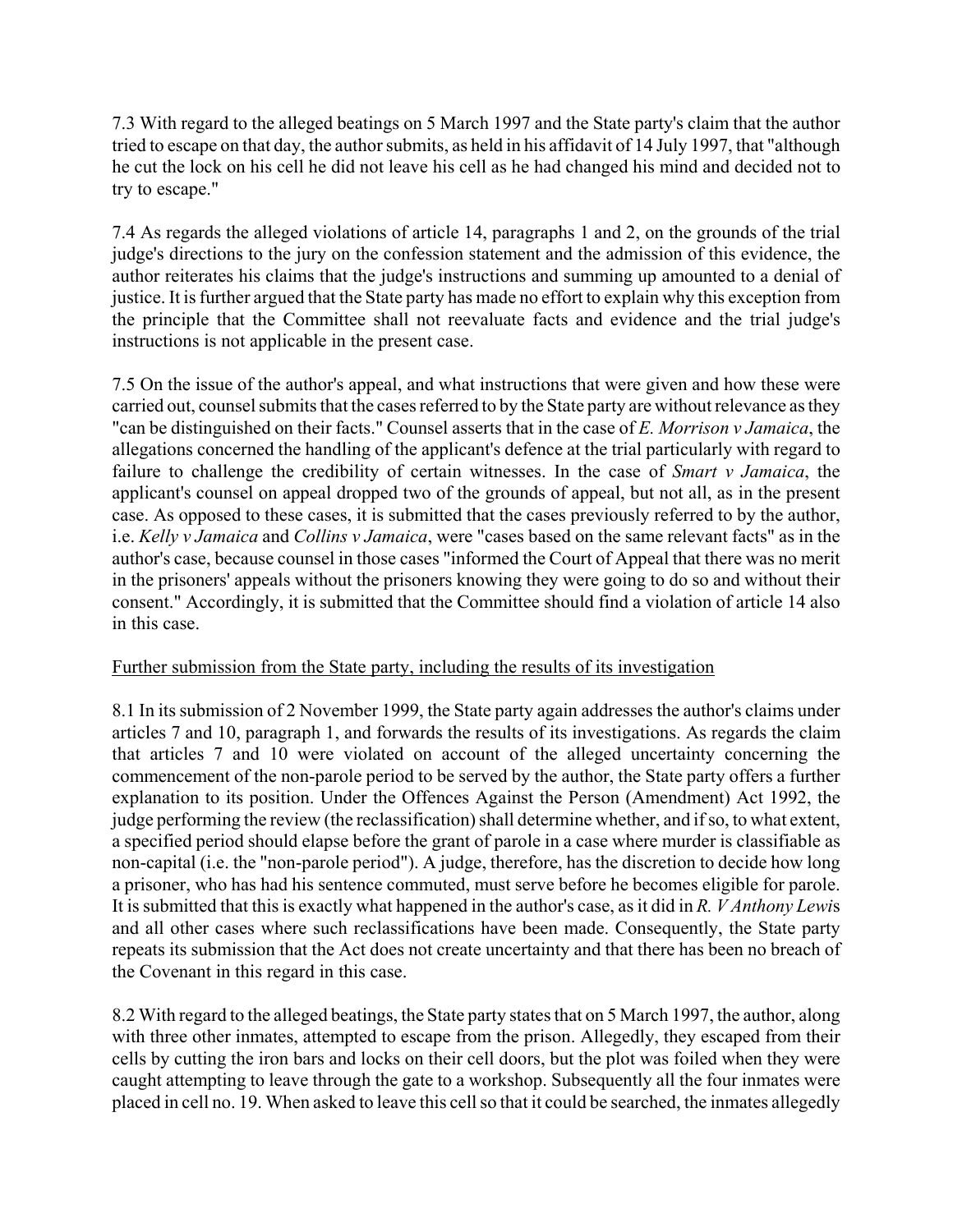7.3 With regard to the alleged beatings on 5 March 1997 and the State party's claim that the author tried to escape on that day, the author submits, as held in his affidavit of 14 July 1997, that "although he cut the lock on his cell he did not leave his cell as he had changed his mind and decided not to try to escape."

7.4 As regards the alleged violations of article 14, paragraphs 1 and 2, on the grounds of the trial judge's directions to the jury on the confession statement and the admission of this evidence, the author reiterates his claims that the judge's instructions and summing up amounted to a denial of justice. It is further argued that the State party has made no effort to explain why this exception from the principle that the Committee shall not reevaluate facts and evidence and the trial judge's instructions is not applicable in the present case.

7.5 On the issue of the author's appeal, and what instructions that were given and how these were carried out, counsel submits that the cases referred to by the State party are without relevance as they "can be distinguished on their facts." Counsel asserts that in the case of *E. Morrison v Jamaica*, the allegations concerned the handling of the applicant's defence at the trial particularly with regard to failure to challenge the credibility of certain witnesses. In the case of *Smart v Jamaica*, the applicant's counsel on appeal dropped two of the grounds of appeal, but not all, as in the present case. As opposed to these cases, it is submitted that the cases previously referred to by the author, i.e. *Kelly v Jamaica* and *Collins v Jamaica*, were "cases based on the same relevant facts" as in the author's case, because counsel in those cases "informed the Court of Appeal that there was no merit in the prisoners' appeals without the prisoners knowing they were going to do so and without their consent." Accordingly, it is submitted that the Committee should find a violation of article 14 also in this case.

Further submission from the State party, including the results of its investigation

8.1 In its submission of 2 November 1999, the State party again addresses the author's claims under articles 7 and 10, paragraph 1, and forwards the results of its investigations. As regards the claim that articles 7 and 10 were violated on account of the alleged uncertainty concerning the commencement of the non-parole period to be served by the author, the State party offers a further explanation to its position. Under the Offences Against the Person (Amendment) Act 1992, the judge performing the review (the reclassification) shall determine whether, and if so, to what extent, a specified period should elapse before the grant of parole in a case where murder is classifiable as non-capital (i.e. the "non-parole period"). A judge, therefore, has the discretion to decide how long a prisoner, who has had his sentence commuted, must serve before he becomes eligible for parole. It is submitted that this is exactly what happened in the author's case, as it did in *R. V Anthony Lewi*s and all other cases where such reclassifications have been made. Consequently, the State party repeats its submission that the Act does not create uncertainty and that there has been no breach of the Covenant in this regard in this case.

8.2 With regard to the alleged beatings, the State party states that on 5 March 1997, the author, along with three other inmates, attempted to escape from the prison. Allegedly, they escaped from their cells by cutting the iron bars and locks on their cell doors, but the plot was foiled when they were caught attempting to leave through the gate to a workshop. Subsequently all the four inmates were placed in cell no. 19. When asked to leave this cell so that it could be searched, the inmates allegedly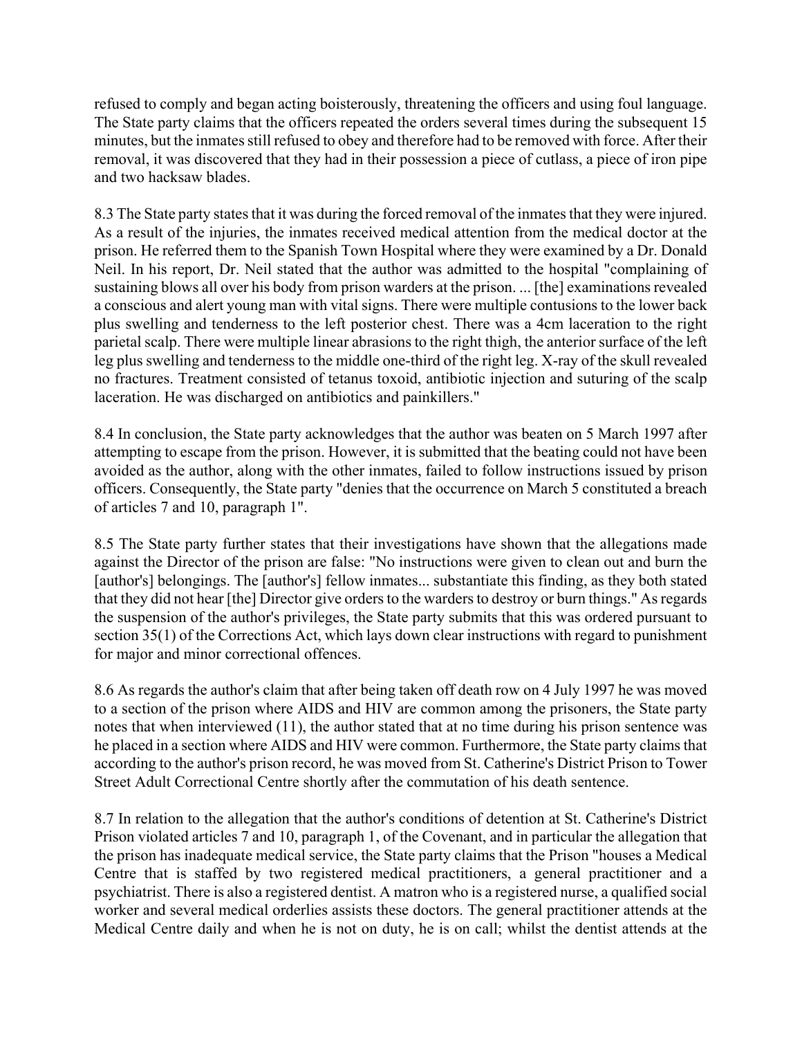refused to comply and began acting boisterously, threatening the officers and using foul language. The State party claims that the officers repeated the orders several times during the subsequent 15 minutes, but the inmates still refused to obey and therefore had to be removed with force. After their removal, it was discovered that they had in their possession a piece of cutlass, a piece of iron pipe and two hacksaw blades.

8.3 The State party states that it was during the forced removal of the inmates that they were injured. As a result of the injuries, the inmates received medical attention from the medical doctor at the prison. He referred them to the Spanish Town Hospital where they were examined by a Dr. Donald Neil. In his report, Dr. Neil stated that the author was admitted to the hospital "complaining of sustaining blows all over his body from prison warders at the prison. ... [the] examinations revealed a conscious and alert young man with vital signs. There were multiple contusions to the lower back plus swelling and tenderness to the left posterior chest. There was a 4cm laceration to the right parietal scalp. There were multiple linear abrasions to the right thigh, the anterior surface of the left leg plus swelling and tenderness to the middle one-third of the right leg. X-ray of the skull revealed no fractures. Treatment consisted of tetanus toxoid, antibiotic injection and suturing of the scalp laceration. He was discharged on antibiotics and painkillers."

8.4 In conclusion, the State party acknowledges that the author was beaten on 5 March 1997 after attempting to escape from the prison. However, it is submitted that the beating could not have been avoided as the author, along with the other inmates, failed to follow instructions issued by prison officers. Consequently, the State party "denies that the occurrence on March 5 constituted a breach of articles 7 and 10, paragraph 1".

8.5 The State party further states that their investigations have shown that the allegations made against the Director of the prison are false: "No instructions were given to clean out and burn the [author's] belongings. The [author's] fellow inmates... substantiate this finding, as they both stated that they did not hear [the] Director give orders to the warders to destroy or burn things." As regards the suspension of the author's privileges, the State party submits that this was ordered pursuant to section 35(1) of the Corrections Act, which lays down clear instructions with regard to punishment for major and minor correctional offences.

8.6 As regards the author's claim that after being taken off death row on 4 July 1997 he was moved to a section of the prison where AIDS and HIV are common among the prisoners, the State party notes that when interviewed (11), the author stated that at no time during his prison sentence was he placed in a section where AIDS and HIV were common. Furthermore, the State party claims that according to the author's prison record, he was moved from St. Catherine's District Prison to Tower Street Adult Correctional Centre shortly after the commutation of his death sentence.

8.7 In relation to the allegation that the author's conditions of detention at St. Catherine's District Prison violated articles 7 and 10, paragraph 1, of the Covenant, and in particular the allegation that the prison has inadequate medical service, the State party claims that the Prison "houses a Medical Centre that is staffed by two registered medical practitioners, a general practitioner and a psychiatrist. There is also a registered dentist. A matron who is a registered nurse, a qualified social worker and several medical orderlies assists these doctors. The general practitioner attends at the Medical Centre daily and when he is not on duty, he is on call; whilst the dentist attends at the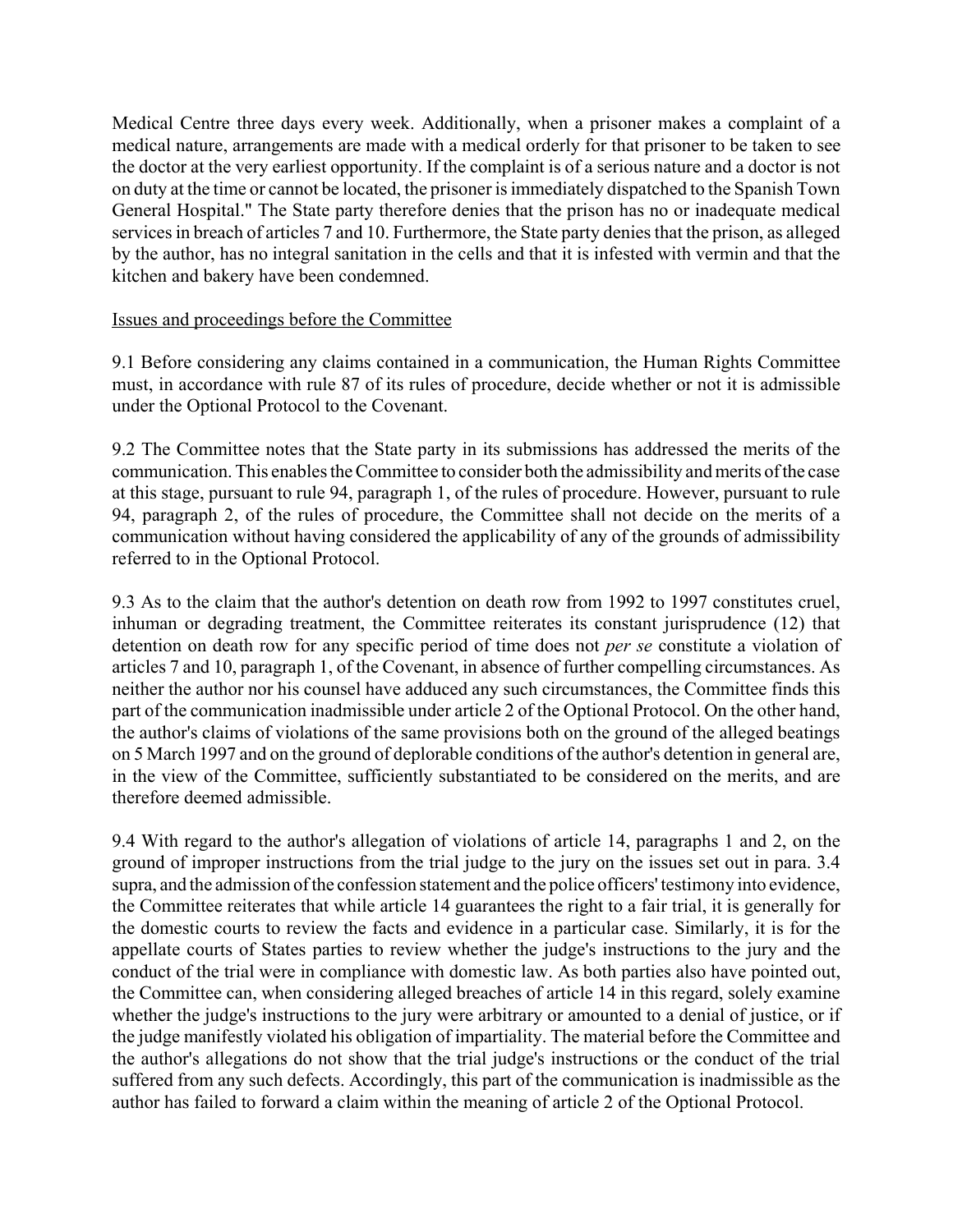Medical Centre three days every week. Additionally, when a prisoner makes a complaint of a medical nature, arrangements are made with a medical orderly for that prisoner to be taken to see the doctor at the very earliest opportunity. If the complaint is of a serious nature and a doctor is not on duty at the time or cannot be located, the prisoner is immediately dispatched to the Spanish Town General Hospital." The State party therefore denies that the prison has no or inadequate medical services in breach of articles 7 and 10. Furthermore, the State party denies that the prison, as alleged by the author, has no integral sanitation in the cells and that it is infested with vermin and that the kitchen and bakery have been condemned.

Issues and proceedings before the Committee

9.1 Before considering any claims contained in a communication, the Human Rights Committee must, in accordance with rule 87 of its rules of procedure, decide whether or not it is admissible under the Optional Protocol to the Covenant.

9.2 The Committee notes that the State party in its submissions has addressed the merits of the communication. This enables the Committee to consider both the admissibility and merits of the case at this stage, pursuant to rule 94, paragraph 1, of the rules of procedure. However, pursuant to rule 94, paragraph 2, of the rules of procedure, the Committee shall not decide on the merits of a communication without having considered the applicability of any of the grounds of admissibility referred to in the Optional Protocol.

9.3 As to the claim that the author's detention on death row from 1992 to 1997 constitutes cruel, inhuman or degrading treatment, the Committee reiterates its constant jurisprudence (12) that detention on death row for any specific period of time does not *per se* constitute a violation of articles 7 and 10, paragraph 1, of the Covenant, in absence of further compelling circumstances. As neither the author nor his counsel have adduced any such circumstances, the Committee finds this part of the communication inadmissible under article 2 of the Optional Protocol. On the other hand, the author's claims of violations of the same provisions both on the ground of the alleged beatings on 5 March 1997 and on the ground of deplorable conditions of the author's detention in general are, in the view of the Committee, sufficiently substantiated to be considered on the merits, and are therefore deemed admissible.

9.4 With regard to the author's allegation of violations of article 14, paragraphs 1 and 2, on the ground of improper instructions from the trial judge to the jury on the issues set out in para. 3.4 supra, and the admission of the confession statement and the police officers' testimony into evidence, the Committee reiterates that while article 14 guarantees the right to a fair trial, it is generally for the domestic courts to review the facts and evidence in a particular case. Similarly, it is for the appellate courts of States parties to review whether the judge's instructions to the jury and the conduct of the trial were in compliance with domestic law. As both parties also have pointed out, the Committee can, when considering alleged breaches of article 14 in this regard, solely examine whether the judge's instructions to the jury were arbitrary or amounted to a denial of justice, or if the judge manifestly violated his obligation of impartiality. The material before the Committee and the author's allegations do not show that the trial judge's instructions or the conduct of the trial suffered from any such defects. Accordingly, this part of the communication is inadmissible as the author has failed to forward a claim within the meaning of article 2 of the Optional Protocol.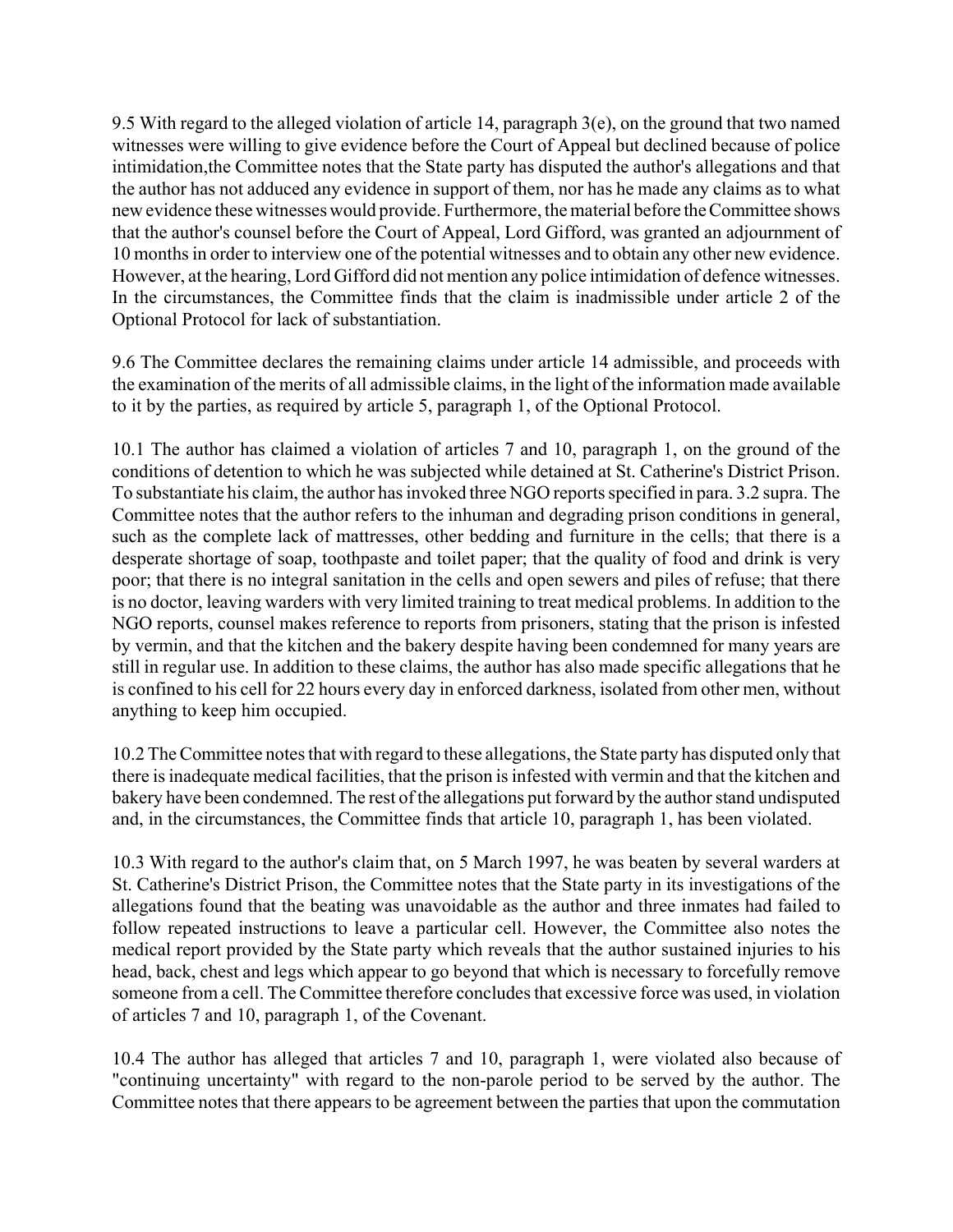9.5 With regard to the alleged violation of article 14, paragraph 3(e), on the ground that two named witnesses were willing to give evidence before the Court of Appeal but declined because of police intimidation,the Committee notes that the State party has disputed the author's allegations and that the author has not adduced any evidence in support of them, nor has he made any claims as to what new evidence these witnesses would provide. Furthermore, the material before the Committee shows that the author's counsel before the Court of Appeal, Lord Gifford, was granted an adjournment of 10 months in order to interview one of the potential witnesses and to obtain any other new evidence. However, at the hearing, Lord Gifford did not mention any police intimidation of defence witnesses. In the circumstances, the Committee finds that the claim is inadmissible under article 2 of the Optional Protocol for lack of substantiation.

9.6 The Committee declares the remaining claims under article 14 admissible, and proceeds with the examination of the merits of all admissible claims, in the light of the information made available to it by the parties, as required by article 5, paragraph 1, of the Optional Protocol.

10.1 The author has claimed a violation of articles 7 and 10, paragraph 1, on the ground of the conditions of detention to which he was subjected while detained at St. Catherine's District Prison. To substantiate his claim, the author has invoked three NGO reports specified in para. 3.2 supra. The Committee notes that the author refers to the inhuman and degrading prison conditions in general, such as the complete lack of mattresses, other bedding and furniture in the cells; that there is a desperate shortage of soap, toothpaste and toilet paper; that the quality of food and drink is very poor; that there is no integral sanitation in the cells and open sewers and piles of refuse; that there is no doctor, leaving warders with very limited training to treat medical problems. In addition to the NGO reports, counsel makes reference to reports from prisoners, stating that the prison is infested by vermin, and that the kitchen and the bakery despite having been condemned for many years are still in regular use. In addition to these claims, the author has also made specific allegations that he is confined to his cell for 22 hours every day in enforced darkness, isolated from other men, without anything to keep him occupied.

10.2 The Committee notes that with regard to these allegations, the State party has disputed only that there is inadequate medical facilities, that the prison is infested with vermin and that the kitchen and bakery have been condemned. The rest of the allegations put forward by the author stand undisputed and, in the circumstances, the Committee finds that article 10, paragraph 1, has been violated.

10.3 With regard to the author's claim that, on 5 March 1997, he was beaten by several warders at St. Catherine's District Prison, the Committee notes that the State party in its investigations of the allegations found that the beating was unavoidable as the author and three inmates had failed to follow repeated instructions to leave a particular cell. However, the Committee also notes the medical report provided by the State party which reveals that the author sustained injuries to his head, back, chest and legs which appear to go beyond that which is necessary to forcefully remove someone from a cell. The Committee therefore concludes that excessive force was used, in violation of articles 7 and 10, paragraph 1, of the Covenant.

10.4 The author has alleged that articles 7 and 10, paragraph 1, were violated also because of "continuing uncertainty" with regard to the non-parole period to be served by the author. The Committee notes that there appears to be agreement between the parties that upon the commutation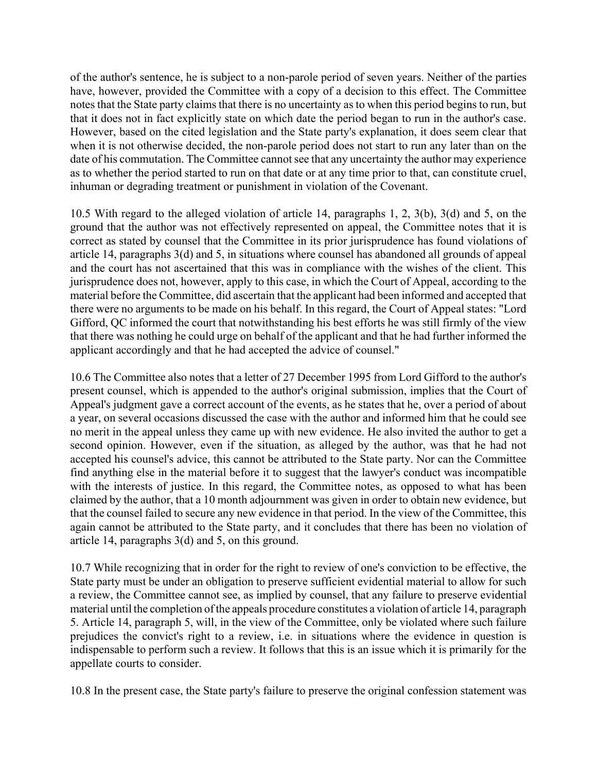of the author's sentence, he is subject to a non-parole period of seven years. Neither of the parties have, however, provided the Committee with a copy of a decision to this effect. The Committee notes that the State party claims that there is no uncertainty as to when this period begins to run, but that it does not in fact explicitly state on which date the period began to run in the author's case. However, based on the cited legislation and the State party's explanation, it does seem clear that when it is not otherwise decided, the non-parole period does not start to run any later than on the date of his commutation. The Committee cannot see that any uncertainty the author may experience as to whether the period started to run on that date or at any time prior to that, can constitute cruel, inhuman or degrading treatment or punishment in violation of the Covenant.

10.5 With regard to the alleged violation of article 14, paragraphs 1, 2, 3(b), 3(d) and 5, on the ground that the author was not effectively represented on appeal, the Committee notes that it is correct as stated by counsel that the Committee in its prior jurisprudence has found violations of article 14, paragraphs 3(d) and 5, in situations where counsel has abandoned all grounds of appeal and the court has not ascertained that this was in compliance with the wishes of the client. This jurisprudence does not, however, apply to this case, in which the Court of Appeal, according to the material before the Committee, did ascertain that the applicant had been informed and accepted that there were no arguments to be made on his behalf. In this regard, the Court of Appeal states: "Lord Gifford, QC informed the court that notwithstanding his best efforts he was still firmly of the view that there was nothing he could urge on behalf of the applicant and that he had further informed the applicant accordingly and that he had accepted the advice of counsel."

10.6 The Committee also notes that a letter of 27 December 1995 from Lord Gifford to the author's present counsel, which is appended to the author's original submission, implies that the Court of Appeal's judgment gave a correct account of the events, as he states that he, over a period of about a year, on several occasions discussed the case with the author and informed him that he could see no merit in the appeal unless they came up with new evidence. He also invited the author to get a second opinion. However, even if the situation, as alleged by the author, was that he had not accepted his counsel's advice, this cannot be attributed to the State party. Nor can the Committee find anything else in the material before it to suggest that the lawyer's conduct was incompatible with the interests of justice. In this regard, the Committee notes, as opposed to what has been claimed by the author, that a 10 month adjournment was given in order to obtain new evidence, but that the counsel failed to secure any new evidence in that period. In the view of the Committee, this again cannot be attributed to the State party, and it concludes that there has been no violation of article 14, paragraphs 3(d) and 5, on this ground.

10.7 While recognizing that in order for the right to review of one's conviction to be effective, the State party must be under an obligation to preserve sufficient evidential material to allow for such a review, the Committee cannot see, as implied by counsel, that any failure to preserve evidential material until the completion of the appeals procedure constitutes a violation of article 14, paragraph 5. Article 14, paragraph 5, will, in the view of the Committee, only be violated where such failure prejudices the convict's right to a review, i.e. in situations where the evidence in question is indispensable to perform such a review. It follows that this is an issue which it is primarily for the appellate courts to consider.

10.8 In the present case, the State party's failure to preserve the original confession statement was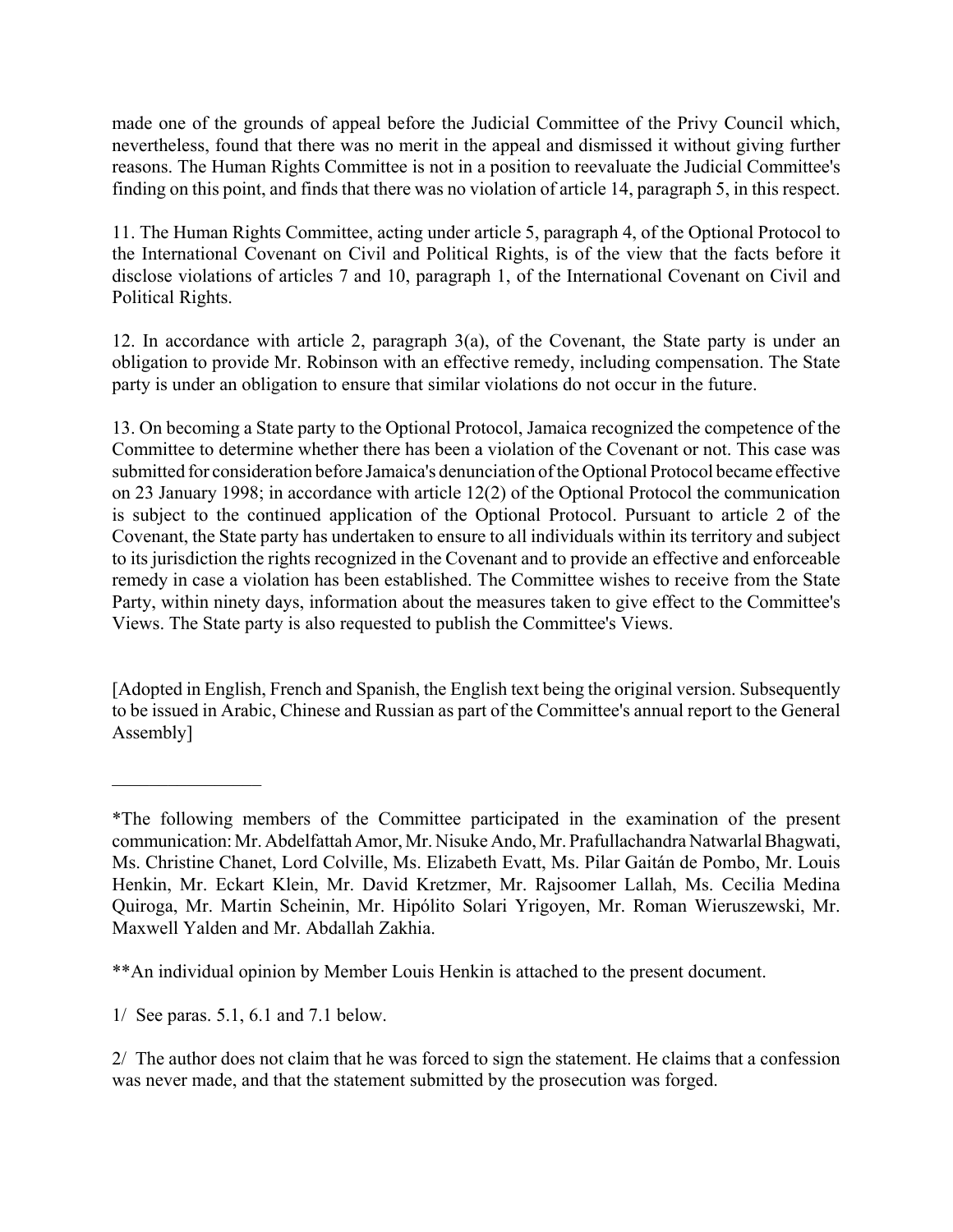made one of the grounds of appeal before the Judicial Committee of the Privy Council which, nevertheless, found that there was no merit in the appeal and dismissed it without giving further reasons. The Human Rights Committee is not in a position to reevaluate the Judicial Committee's finding on this point, and finds that there was no violation of article 14, paragraph 5, in this respect.

11. The Human Rights Committee, acting under article 5, paragraph 4, of the Optional Protocol to the International Covenant on Civil and Political Rights, is of the view that the facts before it disclose violations of articles 7 and 10, paragraph 1, of the International Covenant on Civil and Political Rights.

12. In accordance with article 2, paragraph 3(a), of the Covenant, the State party is under an obligation to provide Mr. Robinson with an effective remedy, including compensation. The State party is under an obligation to ensure that similar violations do not occur in the future.

13. On becoming a State party to the Optional Protocol, Jamaica recognized the competence of the Committee to determine whether there has been a violation of the Covenant or not. This case was submitted for consideration before Jamaica's denunciation of the Optional Protocol became effective on 23 January 1998; in accordance with article 12(2) of the Optional Protocol the communication is subject to the continued application of the Optional Protocol. Pursuant to article 2 of the Covenant, the State party has undertaken to ensure to all individuals within its territory and subject to its jurisdiction the rights recognized in the Covenant and to provide an effective and enforceable remedy in case a violation has been established. The Committee wishes to receive from the State Party, within ninety days, information about the measures taken to give effect to the Committee's Views. The State party is also requested to publish the Committee's Views.

[Adopted in English, French and Spanish, the English text being the original version. Subsequently to be issued in Arabic, Chinese and Russian as part of the Committee's annual report to the General Assembly]

---

*The following members of the Committee participated in the examination of the present communication: Mr. Abdelfattah Amor, Mr. Nisuke Ando, Mr. Prafullachandra Natwarlal Bhagwati, Ms. Christine Chanet, Lord Colville, Ms. Elizabeth Evatt, Ms. Pilar Gaitán de Pombo, Mr. Louis Henkin, Mr. Eckart Klein, Mr. David Kretzmer, Mr. Rajsoomer Lallah, Ms. Cecilia Medina Quiroga, Mr. Martin Scheinin, Mr. Hipólito Solari Yrigoyen, Mr. Roman Wieruszewski, Mr. Maxwell Yalden and Mr. Abdallah Zakhia.

**An individual opinion by Member Louis Henkin is attached to the present document.

1/ See paras. 5.1, 6.1 and 7.1 below.

2/ The author does not claim that he was forced to sign the statement. He claims that a confession was never made, and that the statement submitted by the prosecution was forged.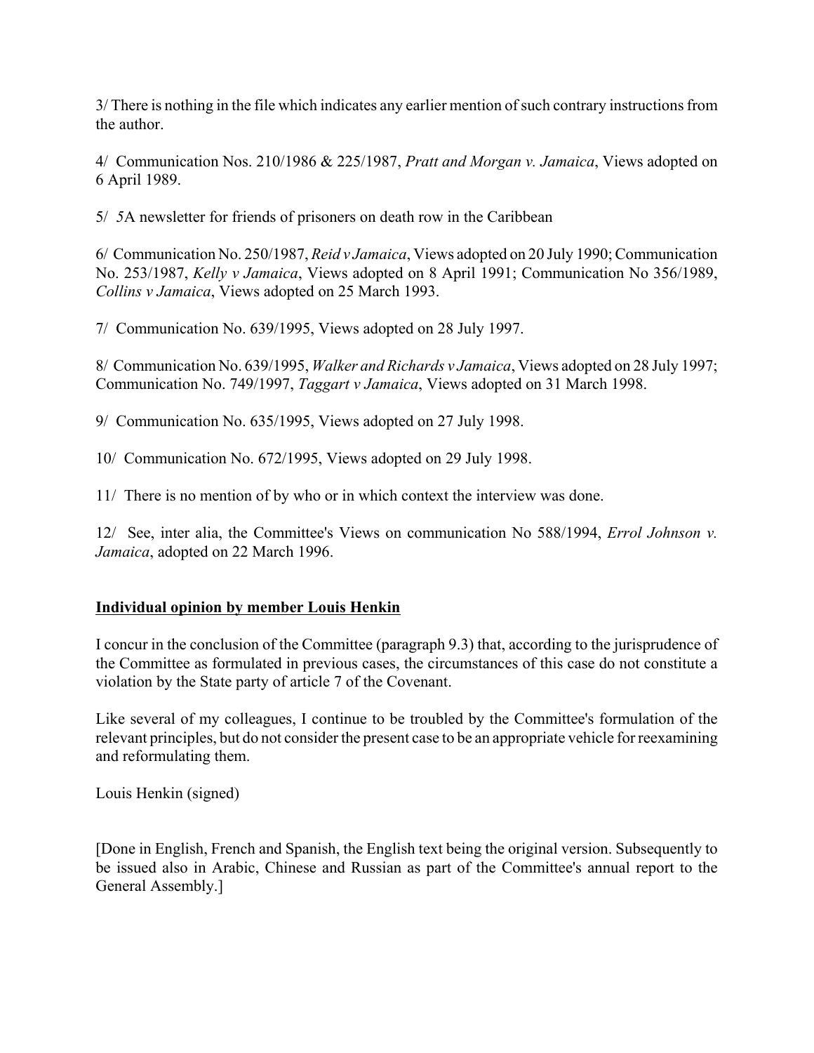3/ There is nothing in the file which indicates any earlier mention of such contrary instructions from the author.

4/ Communication Nos. 210/1986 & 225/1987, *Pratt and Morgan v. Jamaica*, Views adopted on 6 April 1989.

5/ *5*A newsletter for friends of prisoners on death row in the Caribbean

6/ Communication No. 250/1987, *Reid v Jamaica*, Views adopted on 20 July 1990; Communication No. 253/1987, *Kelly v Jamaica*, Views adopted on 8 April 1991; Communication No 356/1989, *Collins v Jamaica*, Views adopted on 25 March 1993.

7/ Communication No. 639/1995, Views adopted on 28 July 1997.

8/ Communication No. 639/1995, *Walker and Richards v Jamaica*, Views adopted on 28 July 1997; Communication No. 749/1997, *Taggart v Jamaica*, Views adopted on 31 March 1998.

9/ Communication No. 635/1995, Views adopted on 27 July 1998.

10/ Communication No. 672/1995, Views adopted on 29 July 1998.

11/ There is no mention of by who or in which context the interview was done.

12/ See, inter alia, the Committee's Views on communication No 588/1994, *Errol Johnson v. Jamaica*, adopted on 22 March 1996.

**Individual opinion by member Louis Henkin**

I concur in the conclusion of the Committee (paragraph 9.3) that, according to the jurisprudence of the Committee as formulated in previous cases, the circumstances of this case do not constitute a violation by the State party of article 7 of the Covenant.

Like several of my colleagues, I continue to be troubled by the Committee's formulation of the relevant principles, but do not consider the present case to be an appropriate vehicle for reexamining and reformulating them.

Louis Henkin (signed)

[Done in English, French and Spanish, the English text being the original version. Subsequently to be issued also in Arabic, Chinese and Russian as part of the Committee's annual report to the General Assembly.]